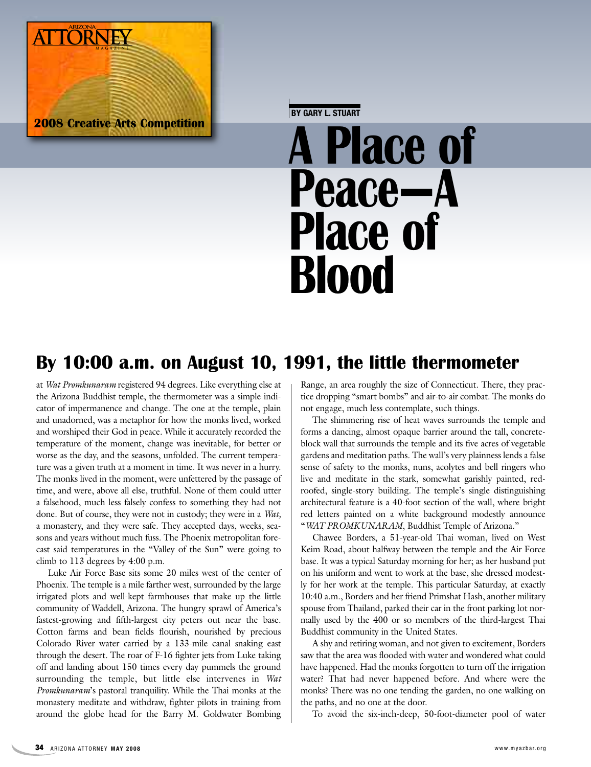2008 Creative Arts Competition

BY GARY L. STUART

# A Place of Peace—A Place of Blood

## By 10:00 a.m. on August 10, 1991, the little thermometer

at *Wat Promkunaram* registered 94 degrees. Like everything else at the Arizona Buddhist temple, the thermometer was a simple indicator of impermanence and change. The one at the temple, plain and unadorned, was a metaphor for how the monks lived, worked and worshiped their God in peace. While it accurately recorded the temperature of the moment, change was inevitable, for better or worse as the day, and the seasons, unfolded. The current temperature was a given truth at a moment in time. It was never in a hurry. The monks lived in the moment, were unfettered by the passage of time, and were, above all else, truthful. None of them could utter a falsehood, much less falsely confess to something they had not done. But of course, they were not in custody; they were in a *Wat,* a monastery, and they were safe. They accepted days, weeks, seasons and years without much fuss. The Phoenix metropolitan forecast said temperatures in the "Valley of the Sun" were going to climb to 113 degrees by 4:00 p.m.

Luke Air Force Base sits some 20 miles west of the center of Phoenix. The temple is a mile farther west, surrounded by the large irrigated plots and well-kept farmhouses that make up the little community of Waddell, Arizona. The hungry sprawl of America's fastest-growing and fifth-largest city peters out near the base. Cotton farms and bean fields flourish, nourished by precious Colorado River water carried by a 133-mile canal snaking east through the desert. The roar of F-16 fighter jets from Luke taking off and landing about 150 times every day pummels the ground surrounding the temple, but little else intervenes in *Wat Promkunaram*'s pastoral tranquility. While the Thai monks at the monastery meditate and withdraw, fighter pilots in training from around the globe head for the Barry M. Goldwater Bombing Range, an area roughly the size of Connecticut. There, they practice dropping "smart bombs" and air-to-air combat. The monks do not engage, much less contemplate, such things.

The shimmering rise of heat waves surrounds the temple and forms a dancing, almost opaque barrier around the tall, concrete-block wall that surrounds the temple and its five acres of vegetable gardens and meditation paths. The wall's very plainness lends a false sense of safety to the monks, nuns, acolytes and bell ringers who live and meditate in the stark, somewhat garishly painted, red-roofed, single-story building. The temple's single distinguishing architectural feature is a 40-foot section of the wall, where bright red letters painted on a white background modestly announce "*WAT PROMKUNARAM*, Buddhist Temple of Arizona."

Chawee Borders, a 51-year-old Thai woman, lived on West Keim Road, about halfway between the temple and the Air Force base. It was a typical Saturday morning for her; as her husband put on his uniform and went to work at the base, she dressed modestly for her work at the temple. This particular Saturday, at exactly 10:40 a.m., Borders and her friend Primshat Hash, another military spouse from Thailand, parked their car in the front parking lot normally used by the 400 or so members of the third-largest Thai Buddhist community in the United States.

A shy and retiring woman, and not given to excitement, Borders saw that the area was flooded with water and wondered what could have happened. Had the monks forgotten to turn off the irrigation water? That had never happened before. And where were the monks? There was no one tending the garden, no one walking on the paths, and no one at the door.

To avoid the six-inch-deep, 50-foot-diameter pool of water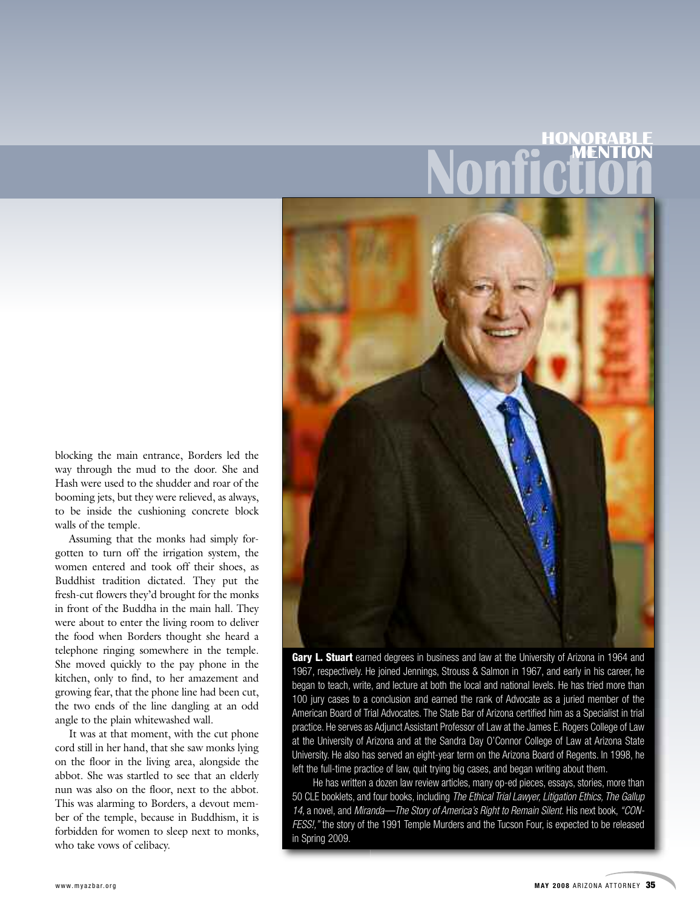# HONORABLE MENTION Nonfiction

blocking the main entrance, Borders led the way through the mud to the door. She and Hash were used to the shudder and roar of the booming jets, but they were relieved, as always, to be inside the cushioning concrete block walls of the temple.

Assuming that the monks had simply forgotten to turn off the irrigation system, the women entered and took off their shoes, as Buddhist tradition dictated. They put the fresh-cut flowers they'd brought for the monks in front of the Buddha in the main hall. They were about to enter the living room to deliver the food when Borders thought she heard a telephone ringing somewhere in the temple. She moved quickly to the pay phone in the kitchen, only to find, to her amazement and growing fear, that the phone line had been cut, the two ends of the line dangling at an odd angle to the plain whitewashed wall.

It was at that moment, with the cut phone cord still in her hand, that she saw monks lying on the floor in the living area, alongside the abbot. She was startled to see that an elderly nun was also on the floor, next to the abbot. This was alarming to Borders, a devout member of the temple, because in Buddhism, it is forbidden for women to sleep next to monks, who take vows of celibacy.

**Gary L. Stuart** earned degrees in business and law at the University of Arizona in 1964 and 1967, respectively. He joined Jennings, Strouss & Salmon in 1967, and early in his career, he began to teach, write, and lecture at both the local and national levels. He has tried more than 100 jury cases to a conclusion and earned the rank of Advocate as a juried member of the American Board of Trial Advocates. The State Bar of Arizona certified him as a Specialist in trial practice. He serves as Adjunct Assistant Professor of Law at the James E. Rogers College of Law at the University of Arizona and at the Sandra Day O'Connor College of Law at Arizona State University. He also has served an eight-year term on the Arizona Board of Regents. In 1998, he left the full-time practice of law, quit trying big cases, and began writing about them.

He has written a dozen law review articles, many op-ed pieces, essays, stories, more than 50 CLE booklets, and four books, including *The Ethical Trial Lawyer, Litigation Ethics, The Gallup 14,* a novel, and *Miranda—The Story of America's Right to Remain Silent.* His next book, *"CONFESS!,"* the story of the 1991 Temple Murders and the Tucson Four, is expected to be released in Spring 2009.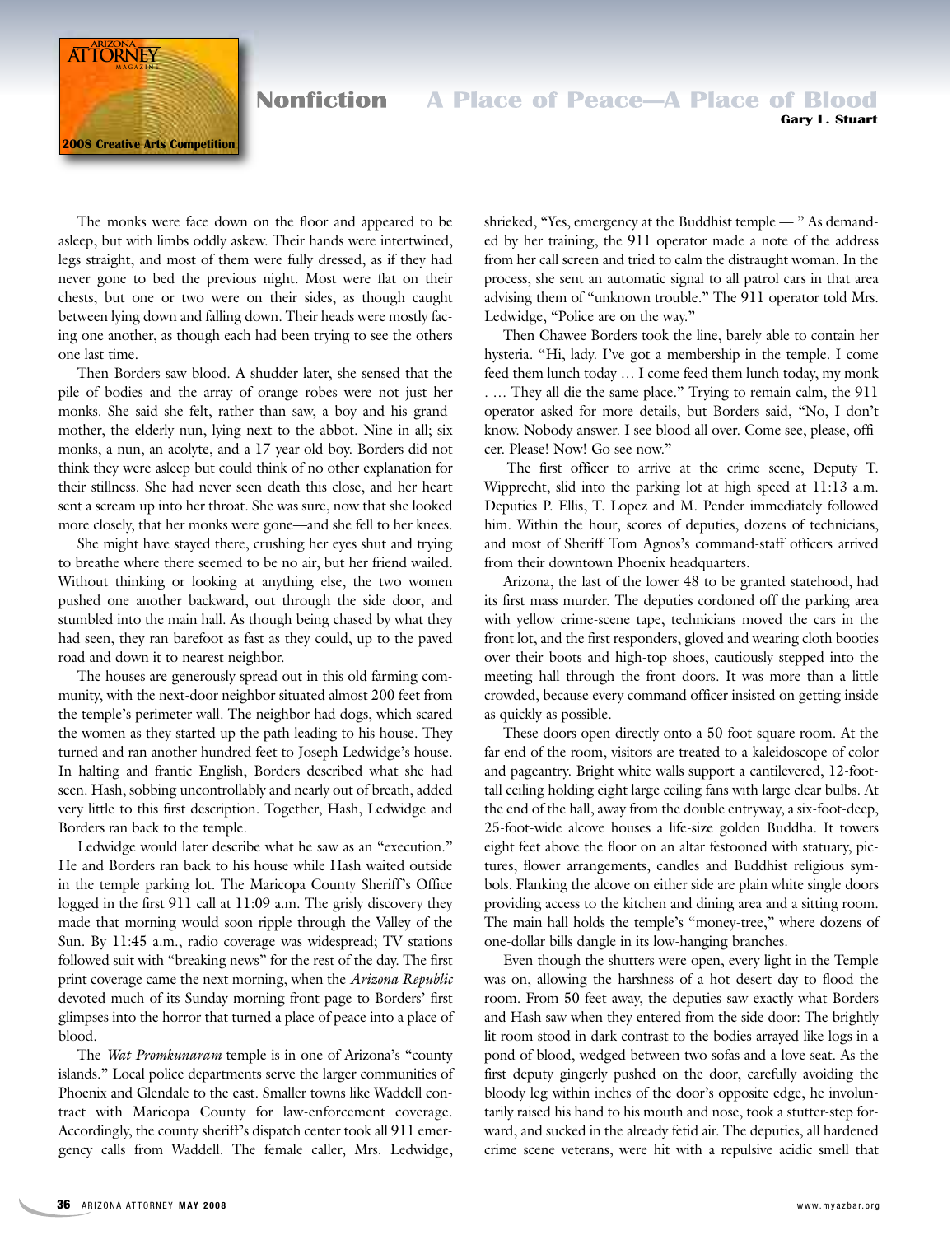## Nonfiction — A Place of Peace—A Place of Blood

**Gary L. Stuart**

The monks were face down on the floor and appeared to be asleep, but with limbs oddly askew. Their hands were intertwined, legs straight, and most of them were fully dressed, as if they had never gone to bed the previous night. Most were flat on their chests, but one or two were on their sides, as though caught between lying down and falling down. Their heads were mostly facing one another, as though each had been trying to see the others one last time.

Then Borders saw blood. A shudder later, she sensed that the pile of bodies and the array of orange robes were not just her monks. She said she felt, rather than saw, a boy and his grandmother, the elderly nun, lying next to the abbot. Nine in all; six monks, a nun, an acolyte, and a 17-year-old boy. Borders did not think they were asleep but could think of no other explanation for their stillness. She had never seen death this close, and her heart sent a scream up into her throat. She was sure, now that she looked more closely, that her monks were gone—and she fell to her knees.

She might have stayed there, crushing her eyes shut and trying to breathe where there seemed to be no air, but her friend wailed. Without thinking or looking at anything else, the two women pushed one another backward, out through the side door, and stumbled into the main hall. As though being chased by what they had seen, they ran barefoot as fast as they could, up to the paved road and down it to nearest neighbor.

The houses are generously spread out in this old farming community, with the next-door neighbor situated almost 200 feet from the temple's perimeter wall. The neighbor had dogs, which scared the women as they started up the path leading to his house. They turned and ran another hundred feet to Joseph Ledwidge's house. In halting and frantic English, Borders described what she had seen. Hash, sobbing uncontrollably and nearly out of breath, added very little to this first description. Together, Hash, Ledwidge and Borders ran back to the temple.

Ledwidge would later describe what he saw as an "execution." He and Borders ran back to his house while Hash waited outside in the temple parking lot. The Maricopa County Sheriff's Office logged in the first 911 call at 11:09 a.m. The grisly discovery they made that morning would soon ripple through the Valley of the Sun. By 11:45 a.m., radio coverage was widespread; TV stations followed suit with "breaking news" for the rest of the day. The first print coverage came the next morning, when the *Arizona Republic* devoted much of its Sunday morning front page to Borders' first glimpses into the horror that turned a place of peace into a place of blood.

The *Wat Promkunaram* temple is in one of Arizona's "county islands." Local police departments serve the larger communities of Phoenix and Glendale to the east. Smaller towns like Waddell contract with Maricopa County for law-enforcement coverage. Accordingly, the county sheriff's dispatch center took all 911 emergency calls from Waddell. The female caller, Mrs. Ledwidge, shrieked, "Yes, emergency at the Buddhist temple — " As demanded by her training, the 911 operator made a note of the address from her call screen and tried to calm the distraught woman. In the process, she sent an automatic signal to all patrol cars in that area advising them of "unknown trouble." The 911 operator told Mrs. Ledwidge, "Police are on the way."

Then Chawee Borders took the line, barely able to contain her hysteria. "Hi, lady. I've got a membership in the temple. I come feed them lunch today … I come feed them lunch today, my monk . … They all die the same place." Trying to remain calm, the 911 operator asked for more details, but Borders said, "No, I don't know. Nobody answer. I see blood all over. Come see, please, officer. Please! Now! Go see now."

The first officer to arrive at the crime scene, Deputy T. Wipprecht, slid into the parking lot at high speed at 11:13 a.m. Deputies P. Ellis, T. Lopez and M. Pender immediately followed him. Within the hour, scores of deputies, dozens of technicians, and most of Sheriff Tom Agnos's command-staff officers arrived from their downtown Phoenix headquarters.

Arizona, the last of the lower 48 to be granted statehood, had its first mass murder. The deputies cordoned off the parking area with yellow crime-scene tape, technicians moved the cars in the front lot, and the first responders, gloved and wearing cloth booties over their boots and high-top shoes, cautiously stepped into the meeting hall through the front doors. It was more than a little crowded, because every command officer insisted on getting inside as quickly as possible.

These doors open directly onto a 50-foot-square room. At the far end of the room, visitors are treated to a kaleidoscope of color and pageantry. Bright white walls support a cantilevered, 12-foot-tall ceiling holding eight large ceiling fans with large clear bulbs. At the end of the hall, away from the double entryway, a six-foot-deep, 25-foot-wide alcove houses a life-size golden Buddha. It towers eight feet above the floor on an altar festooned with statuary, pictures, flower arrangements, candles and Buddhist religious symbols. Flanking the alcove on either side are plain white single doors providing access to the kitchen and dining area and a sitting room. The main hall holds the temple's "money-tree," where dozens of one-dollar bills dangle in its low-hanging branches.

Even though the shutters were open, every light in the Temple was on, allowing the harshness of a hot desert day to flood the room. From 50 feet away, the deputies saw exactly what Borders and Hash saw when they entered from the side door: The brightly lit room stood in dark contrast to the bodies arrayed like logs in a pond of blood, wedged between two sofas and a love seat. As the first deputy gingerly pushed on the door, carefully avoiding the bloody leg within inches of the door's opposite edge, he involuntarily raised his hand to his mouth and nose, took a stutter-step forward, and sucked in the already fetid air. The deputies, all hardened crime scene veterans, were hit with a repulsive acidic smell that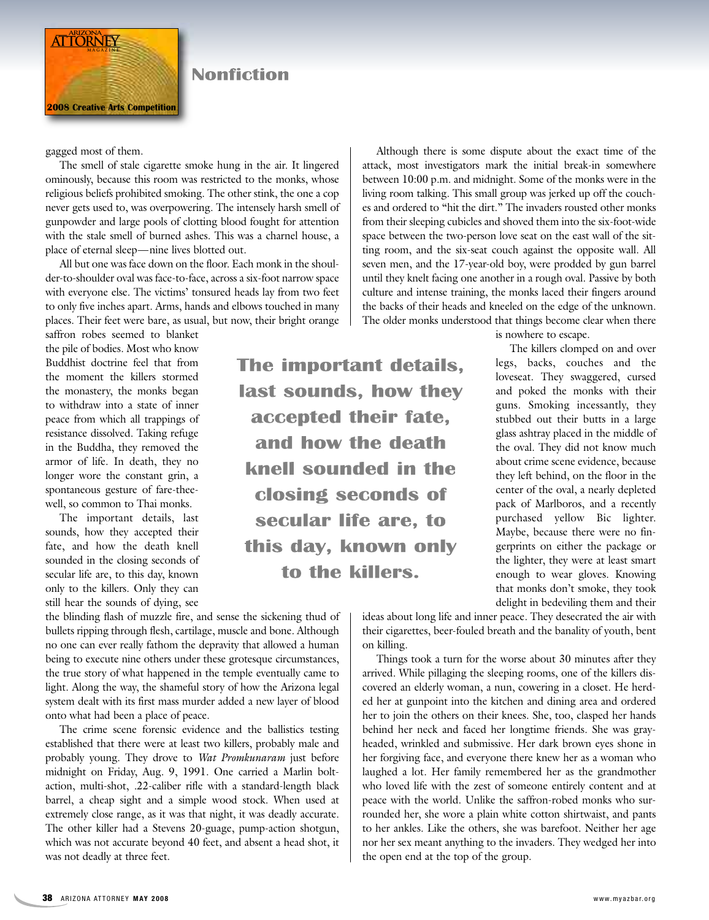gagged most of them.

The smell of stale cigarette smoke hung in the air. It lingered ominously, because this room was restricted to the monks, whose religious beliefs prohibited smoking. The other stink, the one a cop never gets used to, was overpowering. The intensely harsh smell of gunpowder and large pools of clotting blood fought for attention with the stale smell of burned ashes. This was a charnel house, a place of eternal sleep—nine lives blotted out.

All but one was face down on the floor. Each monk in the shoulder-to-shoulder oval was face-to-face, across a six-foot narrow space with everyone else. The victims' tonsured heads lay from two feet to only five inches apart. Arms, hands and elbows touched in many places. Their feet were bare, as usual, but now, their bright orange saffron robes seemed to blanket the pile of bodies. Most who know Buddhist doctrine feel that from the moment the killers stormed the monastery, the monks began to withdraw into a state of inner peace from which all trappings of resistance dissolved. Taking refuge in the Buddha, they removed the armor of life. In death, they no longer wore the constant grin, a spontaneous gesture of fare-thee-well, so common to Thai monks.

The important details, last sounds, how they accepted their fate, and how the death knell sounded in the closing seconds of secular life are, to this day, known only to the killers. Only they can still hear the sounds of dying, see the blinding flash of muzzle fire, and sense the sickening thud of bullets ripping through flesh, cartilage, muscle and bone. Although no one can ever really fathom the depravity that allowed a human being to execute nine others under these grotesque circumstances, the true story of what happened in the temple eventually came to light. Along the way, the shameful story of how the Arizona legal system dealt with its first mass murder added a new layer of blood onto what had been a place of peace.

The crime scene forensic evidence and the ballistics testing established that there were at least two killers, probably male and probably young. They drove to *Wat Promkunaram* just before midnight on Friday, Aug. 9, 1991. One carried a Marlin bolt-action, multi-shot, .22-caliber rifle with a standard-length black barrel, a cheap sight and a simple wood stock. When used at extremely close range, as it was that night, it was deadly accurate. The other killer had a Stevens 20-guage, pump-action shotgun, which was not accurate beyond 40 feet, and absent a head shot, it was not deadly at three feet.

Although there is some dispute about the exact time of the attack, most investigators mark the initial break-in somewhere between 10:00 p.m. and midnight. Some of the monks were in the living room talking. This small group was jerked up off the couches and ordered to "hit the dirt." The invaders routed other monks from their sleeping cubicles and shoved them into the six-foot-wide space between the two-person love seat on the east wall of the sitting room, and the six-seat couch against the opposite wall. All seven men, and the 17-year-old boy, were prodded by gun barrel until they knelt facing one another in a rough oval. Passive by both culture and intense training, the monks laced their fingers around the backs of their heads and kneeled on the edge of the unknown. The older monks understood that things become clear when there is nowhere to escape.

The killers clomped on and over legs, backs, couches and the loveseat. They swaggered, cursed and poked the monks with their guns. Smoking incessantly, they stubbed out their butts in a large glass ashtray placed in the middle of the oval. They did not know much about crime scene evidence, because they left behind, on the floor in the center of the oval, a nearly depleted pack of Marlboros, and a recently purchased yellow Bic lighter. Maybe, because there were no fingerprints on either the package or the lighter, they were at least smart enough to wear gloves. Knowing that monks don't smoke, they took delight in bedeviling them and their ideas about long life and inner peace. They desecrated the air with their cigarettes, beer-fouled breath and the banality of youth, bent on killing.

Things took a turn for the worse about 30 minutes after they arrived. While pillaging the sleeping rooms, one of the killers discovered an elderly woman, a nun, cowering in a closet. He herded her at gunpoint into the kitchen and dining area and ordered her to join the others on their knees. She, too, clasped her hands behind her neck and faced her longtime friends. She was gray-headed, wrinkled and submissive. Her dark brown eyes shone in her forgiving face, and everyone there knew her as a woman who laughed a lot. Her family remembered her as the grandmother who loved life with the zest of someone entirely content and at peace with the world. Unlike the saffron-robed monks who surrounded her, she wore a plain white cotton shirtwaist, and pants to her ankles. Like the others, she was barefoot. Neither her age nor her sex meant anything to the invaders. They wedged her into the open end at the top of the group.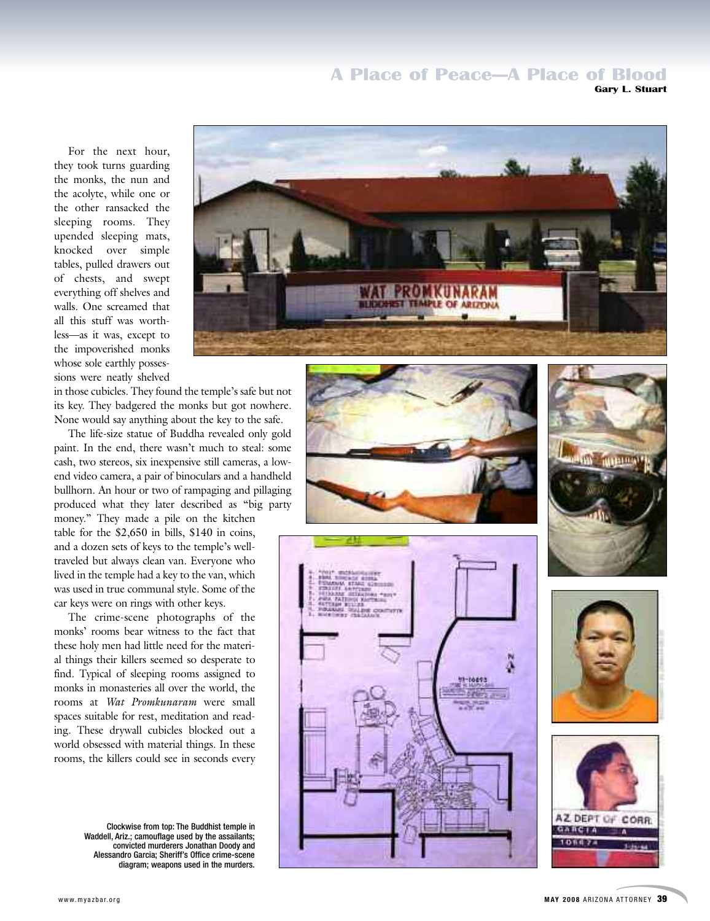For the next hour, they took turns guarding the monks, the nun and the acolyte, while one or the other ransacked the sleeping rooms. They upended sleeping mats, knocked over simple tables, pulled drawers out of chests, and swept everything off shelves and walls. One screamed that all this stuff was worthless—as it was, except to the impoverished monks whose sole earthly possessions were neatly shelved in those cubicles. They found the temple's safe but not its key. They badgered the monks but got nowhere. None would say anything about the key to the safe.

The life-size statue of Buddha revealed only gold paint. In the end, there wasn't much to steal: some cash, two stereos, six inexpensive still cameras, a low-end video camera, a pair of binoculars and a handheld bullhorn. An hour or two of rampaging and pillaging produced what they later described as "big party money." They made a pile on the kitchen table for the $2,650 in bills, $140 in coins, and a dozen sets of keys to the temple's well-traveled but always clean van. Everyone who lived in the temple had a key to the van, which was used in true communal style. Some of the car keys were on rings with other keys.

The crime-scene photographs of the monks' rooms bear witness to the fact that these holy men had little need for the material things their killers seemed so desperate to find. Typical of sleeping rooms assigned to monks in monasteries all over the world, the rooms at *Wat Promkunaram* were small spaces suitable for rest, meditation and reading. These drywall cubicles blocked out a world obsessed with material things. In these rooms, the killers could see in seconds every

Clockwise from top: The Buddhist temple in Waddell, Ariz.; camouflage used by the assailants; convicted murderers Jonathan Doody and Alessandro Garcia; Sheriff's Office crime-scene diagram; weapons used in the murders.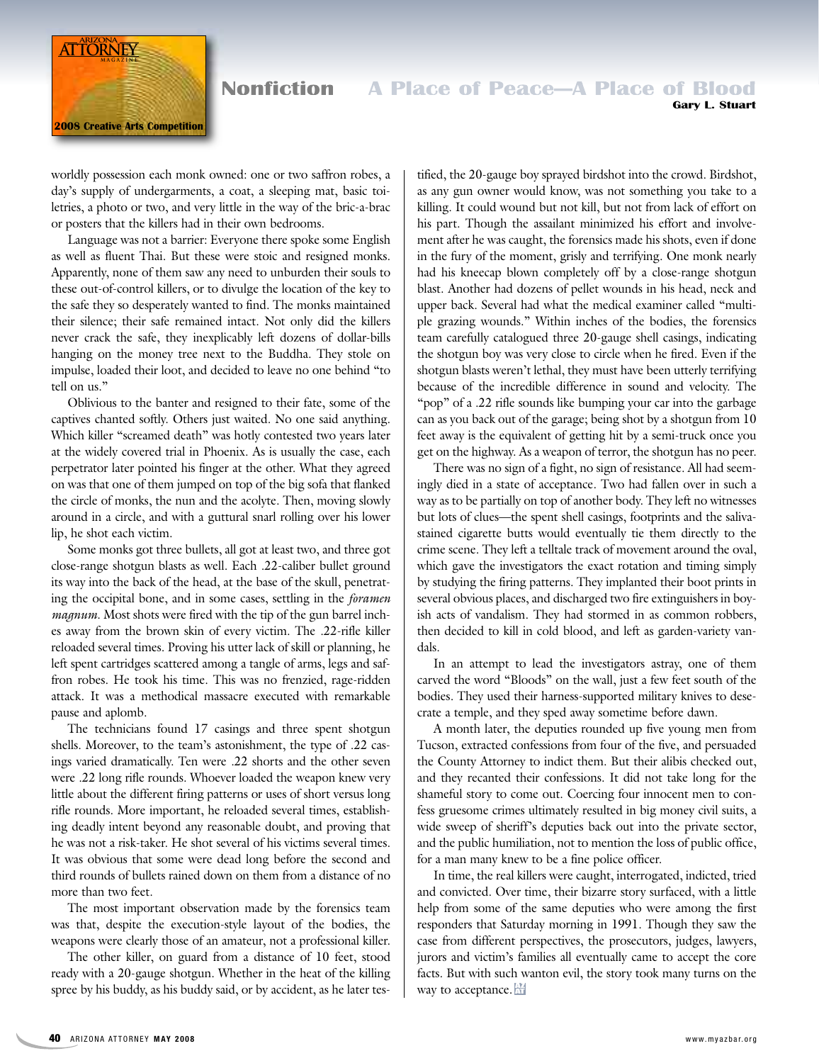# Nonfiction A Place of Peace—A Place of Blood

**Gary L. Stuart**

worldly possession each monk owned: one or two saffron robes, a day's supply of undergarments, a coat, a sleeping mat, basic toiletries, a photo or two, and very little in the way of the bric-a-brac or posters that the killers had in their own bedrooms.

Language was not a barrier: Everyone there spoke some English as well as fluent Thai. But these were stoic and resigned monks. Apparently, none of them saw any need to unburden their souls to these out-of-control killers, or to divulge the location of the key to the safe they so desperately wanted to find. The monks maintained their silence; their safe remained intact. Not only did the killers never crack the safe, they inexplicably left dozens of dollar-bills hanging on the money tree next to the Buddha. They stole on impulse, loaded their loot, and decided to leave no one behind "to tell on us."

Oblivious to the banter and resigned to their fate, some of the captives chanted softly. Others just waited. No one said anything. Which killer "screamed death" was hotly contested two years later at the widely covered trial in Phoenix. As is usually the case, each perpetrator later pointed his finger at the other. What they agreed on was that one of them jumped on top of the big sofa that flanked the circle of monks, the nun and the acolyte. Then, moving slowly around in a circle, and with a guttural snarl rolling over his lower lip, he shot each victim.

Some monks got three bullets, all got at least two, and three got close-range shotgun blasts as well. Each .22-caliber bullet ground its way into the back of the head, at the base of the skull, penetrating the occipital bone, and in some cases, settling in the *foramen magnum*. Most shots were fired with the tip of the gun barrel inches away from the brown skin of every victim. The .22-rifle killer reloaded several times. Proving his utter lack of skill or planning, he left spent cartridges scattered among a tangle of arms, legs and saffron robes. He took his time. This was no frenzied, rage-ridden attack. It was a methodical massacre executed with remarkable pause and aplomb.

The technicians found 17 casings and three spent shotgun shells. Moreover, to the team's astonishment, the type of .22 casings varied dramatically. Ten were .22 shorts and the other seven were .22 long rifle rounds. Whoever loaded the weapon knew very little about the different firing patterns or uses of short versus long rifle rounds. More important, he reloaded several times, establishing deadly intent beyond any reasonable doubt, and proving that he was not a risk-taker. He shot several of his victims several times. It was obvious that some were dead long before the second and third rounds of bullets rained down on them from a distance of no more than two feet.

The most important observation made by the forensics team was that, despite the execution-style layout of the bodies, the weapons were clearly those of an amateur, not a professional killer.

The other killer, on guard from a distance of 10 feet, stood ready with a 20-gauge shotgun. Whether in the heat of the killing spree by his buddy, as his buddy said, or by accident, as he later testified, the 20-gauge boy sprayed birdshot into the crowd. Birdshot, as any gun owner would know, was not something you take to a killing. It could wound but not kill, but not from lack of effort on his part. Though the assailant minimized his effort and involvement after he was caught, the forensics made his shots, even if done in the fury of the moment, grisly and terrifying. One monk nearly had his kneecap blown completely off by a close-range shotgun blast. Another had dozens of pellet wounds in his head, neck and upper back. Several had what the medical examiner called "multiple grazing wounds." Within inches of the bodies, the forensics team carefully catalogued three 20-gauge shell casings, indicating the shotgun boy was very close to circle when he fired. Even if the shotgun blasts weren't lethal, they must have been utterly terrifying because of the incredible difference in sound and velocity. The "pop" of a .22 rifle sounds like bumping your car into the garbage can as you back out of the garage; being shot by a shotgun from 10 feet away is the equivalent of getting hit by a semi-truck once you get on the highway. As a weapon of terror, the shotgun has no peer.

There was no sign of a fight, no sign of resistance. All had seemingly died in a state of acceptance. Two had fallen over in such a way as to be partially on top of another body. They left no witnesses but lots of clues—the spent shell casings, footprints and the saliva-stained cigarette butts would eventually tie them directly to the crime scene. They left a telltale track of movement around the oval, which gave the investigators the exact rotation and timing simply by studying the firing patterns. They implanted their boot prints in several obvious places, and discharged two fire extinguishers in boyish acts of vandalism. They had stormed in as common robbers, then decided to kill in cold blood, and left as garden-variety vandals.

In an attempt to lead the investigators astray, one of them carved the word "Bloods" on the wall, just a few feet south of the bodies. They used their harness-supported military knives to desecrate a temple, and they sped away sometime before dawn.

A month later, the deputies rounded up five young men from Tucson, extracted confessions from four of the five, and persuaded the County Attorney to indict them. But their alibis checked out, and they recanted their confessions. It did not take long for the shameful story to come out. Coercing four innocent men to confess gruesome crimes ultimately resulted in big money civil suits, a wide sweep of sheriff's deputies back out into the private sector, and the public humiliation, not to mention the loss of public office, for a man many knew to be a fine police officer.

In time, the real killers were caught, interrogated, indicted, tried and convicted. Over time, their bizarre story surfaced, with a little help from some of the same deputies who were among the first responders that Saturday morning in 1991. Though they saw the case from different perspectives, the prosecutors, judges, lawyers, jurors and victim's families all eventually came to accept the core facts. But with such wanton evil, the story took many turns on the way to acceptance.